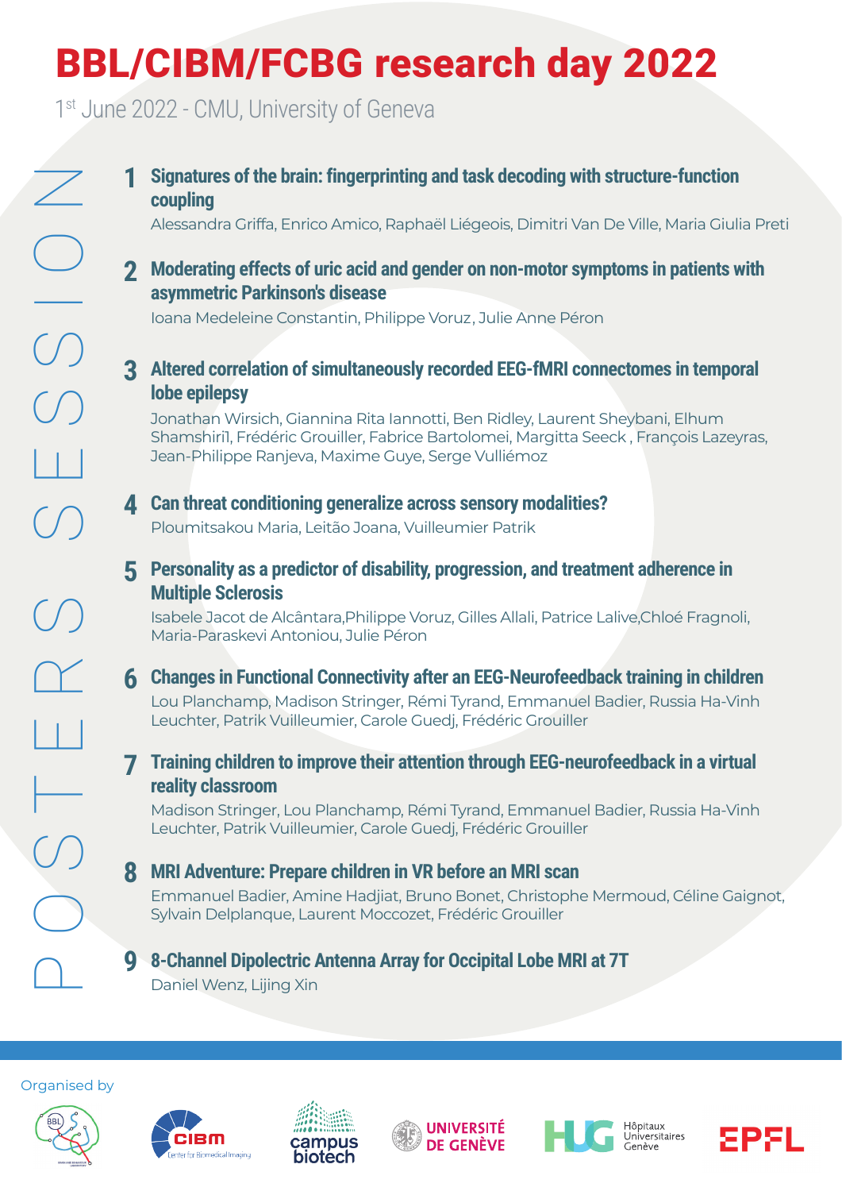# BBL/CIBM/FCBG research day 2022

1st June 2022 - CMU, University of Geneva

## POSTERS SESSION

**1 Signatures of the brain: fingerprinting and task decoding with structure-function coupling**

Alessandra Griffa, Enrico Amico, Raphaël Liégeois, Dimitri Van De Ville, Maria Giulia Preti

**2 Moderating effects of uric acid and gender on non-motor symptoms in patients with asymmetric Parkinson's disease**

Ioana Medeleine Constantin, Philippe Voruz, Julie Anne Péron

**3 Altered correlation of simultaneously recorded EEG-fMRI connectomes in temporal lobe epilepsy**

Jonathan Wirsich, Giannina Rita Iannotti, Ben Ridley, Laurent Sheybani, Elhum Shamshiri1, Frédéric Grouiller, Fabrice Bartolomei, Margitta Seeck , François Lazeyras, Jean-Philippe Ranjeva, Maxime Guye, Serge Vulliémoz

**4 Can threat conditioning generalize across sensory modalities?**

Ploumitsakou Maria, Leitão Joana, Vuilleumier Patrik

**5 Personality as a predictor of disability, progression, and treatment adherence in Multiple Sclerosis**

Isabele Jacot de Alcântara,Philippe Voruz, Gilles Allali, Patrice Lalive,Chloé Fragnoli, Maria-Paraskevi Antoniou, Julie Péron

**6 Changes in Functional Connectivity after an EEG-Neurofeedback training in children**

Lou Planchamp, Madison Stringer, Rémi Tyrand, Emmanuel Badier, Russia Ha-Vinh Leuchter, Patrik Vuilleumier, Carole Guedj, Frédéric Grouiller

**7 Training children to improve their attention through EEG-neurofeedback in a virtual reality classroom**

Madison Stringer, Lou Planchamp, Rémi Tyrand, Emmanuel Badier, Russia Ha-Vinh Leuchter, Patrik Vuilleumier, Carole Guedj, Frédéric Grouiller

**8 MRI Adventure: Prepare children in VR before an MRI scan**

Emmanuel Badier, Amine Hadjiat, Bruno Bonet, Christophe Mermoud, Céline Gaignot, Sylvain Delplanque, Laurent Moccozet, Frédéric Grouiller

**9 8-Channel Dipolectric Antenna Array for Occipital Lobe MRI at 7T**

Daniel Wenz, Lijing Xin

Organised by

BBL · CIBM Center for Biomedical Imaging · campus biotech · UNIVERSITÉ DE GENÈVE · HUG Hôpitaux Universitaires Genève · EPFL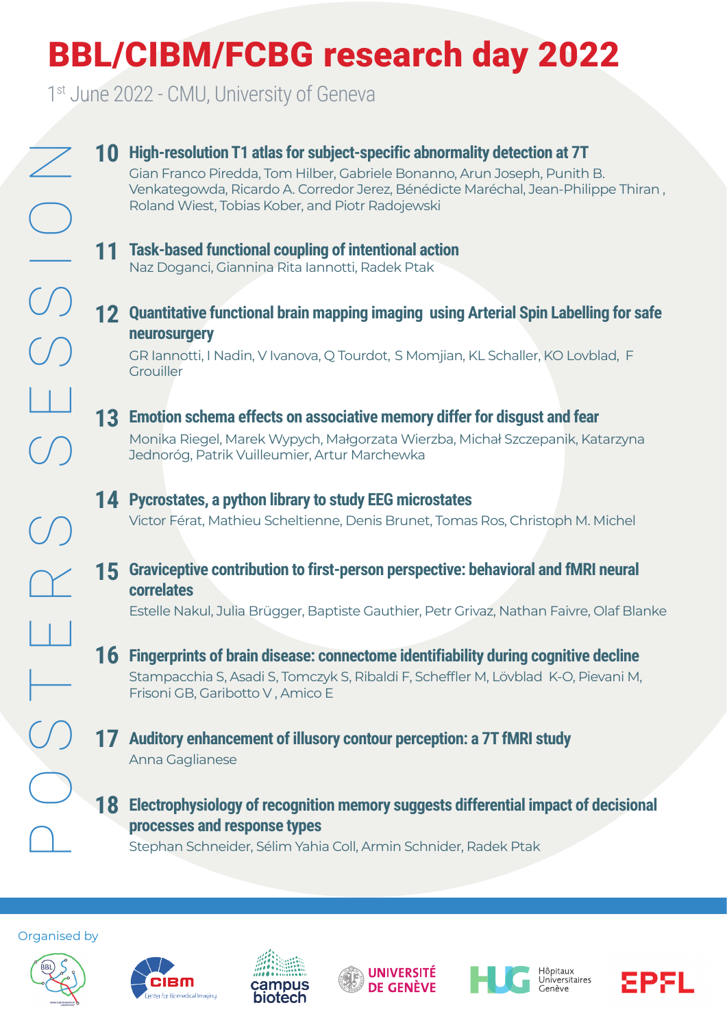# BBL/CIBM/FCBG research day 2022

1st June 2022 - CMU, University of Geneva

## POSTERS SESSION

**10 High-resolution T1 atlas for subject-specific abnormality detection at 7T**
Gian Franco Piredda, Tom Hilber, Gabriele Bonanno, Arun Joseph, Punith B. Venkategowda, Ricardo A. Corredor Jerez, Bénédicte Maréchal, Jean-Philippe Thiran , Roland Wiest, Tobias Kober, and Piotr Radojewski

**11 Task-based functional coupling of intentional action**
Naz Doganci, Giannina Rita Iannotti, Radek Ptak

**12 Quantitative functional brain mapping imaging using Arterial Spin Labelling for safe neurosurgery**
GR Iannotti, I Nadin, V Ivanova, Q Tourdot, S Momjian, KL Schaller, KO Lovblad, F Grouiller

**13 Emotion schema effects on associative memory differ for disgust and fear**
Monika Riegel, Marek Wypych, Małgorzata Wierzba, Michał Szczepanik, Katarzyna Jednoróg, Patrik Vuilleumier, Artur Marchewka

**14 Pycrostates, a python library to study EEG microstates**
Victor Férat, Mathieu Scheltienne, Denis Brunet, Tomas Ros, Christoph M. Michel

**15 Graviceptive contribution to first-person perspective: behavioral and fMRI neural correlates**
Estelle Nakul, Julia Brügger, Baptiste Gauthier, Petr Grivaz, Nathan Faivre, Olaf Blanke

**16 Fingerprints of brain disease: connectome identifiability during cognitive decline**
Stampacchia S, Asadi S, Tomczyk S, Ribaldi F, Scheffler M, Lövblad K-O, Pievani M, Frisoni GB, Garibotto V , Amico E

**17 Auditory enhancement of illusory contour perception: a 7T fMRI study**
Anna Gaglianese

**18 Electrophysiology of recognition memory suggests differential impact of decisional processes and response types**
Stephan Schneider, Sélim Yahia Coll, Armin Schnider, Radek Ptak

Organised by

BBL · CIBM Center for Biomedical Imaging · campus biotech · UNIVERSITÉ DE GENÈVE · HUG Hôpitaux Universitaires Genève · EPFL